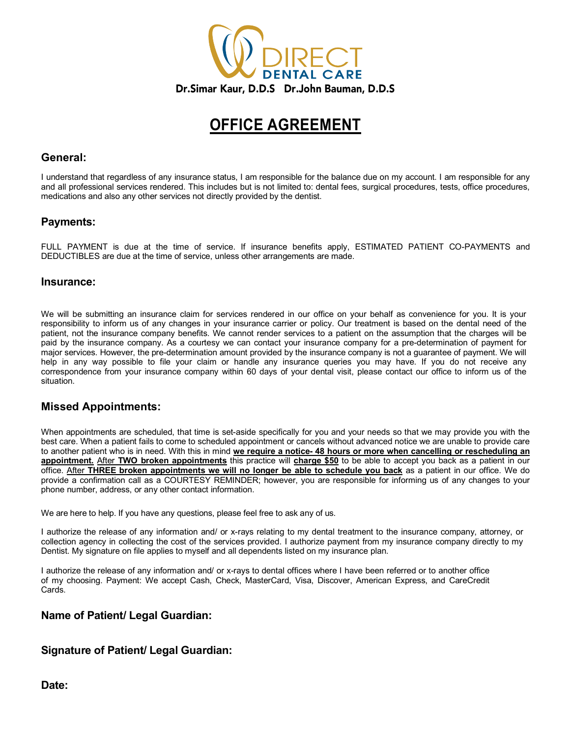DIRECT DENTAL CARE

**Dr.Simar Kaur, D.D.S Dr.John Bauman, D.D.S**

# OFFICE AGREEMENT

## General:

I understand that regardless of any insurance status, I am responsible for the balance due on my account. I am responsible for any and all professional services rendered. This includes but is not limited to: dental fees, surgical procedures, tests, office procedures, medications and also any other services not directly provided by the dentist.

## Payments:

FULL PAYMENT is due at the time of service. If insurance benefits apply, ESTIMATED PATIENT CO-PAYMENTS and DEDUCTIBLES are due at the time of service, unless other arrangements are made.

## Insurance:

We will be submitting an insurance claim for services rendered in our office on your behalf as convenience for you. It is your responsibility to inform us of any changes in your insurance carrier or policy. Our treatment is based on the dental need of the patient, not the insurance company benefits. We cannot render services to a patient on the assumption that the charges will be paid by the insurance company. As a courtesy we can contact your insurance company for a pre-determination of payment for major services. However, the pre-determination amount provided by the insurance company is not a guarantee of payment. We will help in any way possible to file your claim or handle any insurance queries you may have. If you do not receive any correspondence from your insurance company within 60 days of your dental visit, please contact our office to inform us of the situation.

## Missed Appointments:

When appointments are scheduled, that time is set-aside specifically for you and your needs so that we may provide you with the best care. When a patient fails to come to scheduled appointment or cancels without advanced notice we are unable to provide care to another patient who is in need. With this in mind **we require a notice- 48 hours or more when cancelling or rescheduling an appointment.** After **TWO broken appointments** this practice will **charge $50** to be able to accept you back as a patient in our office. After **THREE broken appointments we will no longer be able to schedule you back** as a patient in our office. We do provide a confirmation call as a COURTESY REMINDER; however, you are responsible for informing us of any changes to your phone number, address, or any other contact information.

We are here to help. If you have any questions, please feel free to ask any of us.

I authorize the release of any information and/ or x-rays relating to my dental treatment to the insurance company, attorney, or collection agency in collecting the cost of the services provided. I authorize payment from my insurance company directly to my Dentist. My signature on file applies to myself and all dependents listed on my insurance plan.

I authorize the release of any information and/ or x-rays to dental offices where I have been referred or to another office of my choosing. Payment: We accept Cash, Check, MasterCard, Visa, Discover, American Express, and CareCredit Cards.

**Name of Patient/ Legal Guardian:**

**Signature of Patient/ Legal Guardian:**

**Date:**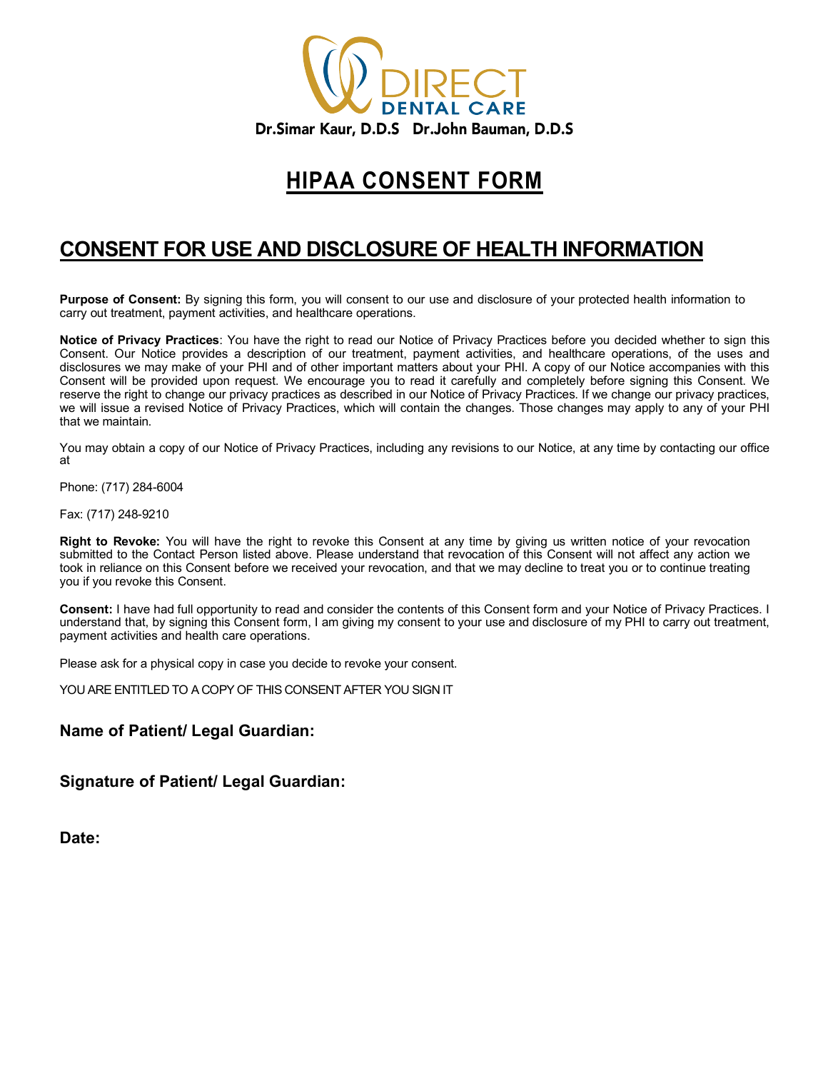**DIRECT DENTAL CARE**

**Dr.Simar Kaur, D.D.S   Dr.John Bauman, D.D.S**

# HIPAA CONSENT FORM

## CONSENT FOR USE AND DISCLOSURE OF HEALTH INFORMATION

**Purpose of Consent:** By signing this form, you will consent to our use and disclosure of your protected health information to carry out treatment, payment activities, and healthcare operations.

**Notice of Privacy Practices**: You have the right to read our Notice of Privacy Practices before you decided whether to sign this Consent. Our Notice provides a description of our treatment, payment activities, and healthcare operations, of the uses and disclosures we may make of your PHI and of other important matters about your PHI. A copy of our Notice accompanies with this Consent will be provided upon request. We encourage you to read it carefully and completely before signing this Consent. We reserve the right to change our privacy practices as described in our Notice of Privacy Practices. If we change our privacy practices, we will issue a revised Notice of Privacy Practices, which will contain the changes. Those changes may apply to any of your PHI that we maintain.

You may obtain a copy of our Notice of Privacy Practices, including any revisions to our Notice, at any time by contacting our office at

Phone: (717) 284-6004

Fax: (717) 248-9210

**Right to Revoke:** You will have the right to revoke this Consent at any time by giving us written notice of your revocation submitted to the Contact Person listed above. Please understand that revocation of this Consent will not affect any action we took in reliance on this Consent before we received your revocation, and that we may decline to treat you or to continue treating you if you revoke this Consent.

**Consent:** I have had full opportunity to read and consider the contents of this Consent form and your Notice of Privacy Practices. I understand that, by signing this Consent form, I am giving my consent to your use and disclosure of my PHI to carry out treatment, payment activities and health care operations.

Please ask for a physical copy in case you decide to revoke your consent.

YOU ARE ENTITLED TO A COPY OF THIS CONSENT AFTER YOU SIGN IT

**Name of Patient/ Legal Guardian:**

**Signature of Patient/ Legal Guardian:**

**Date:**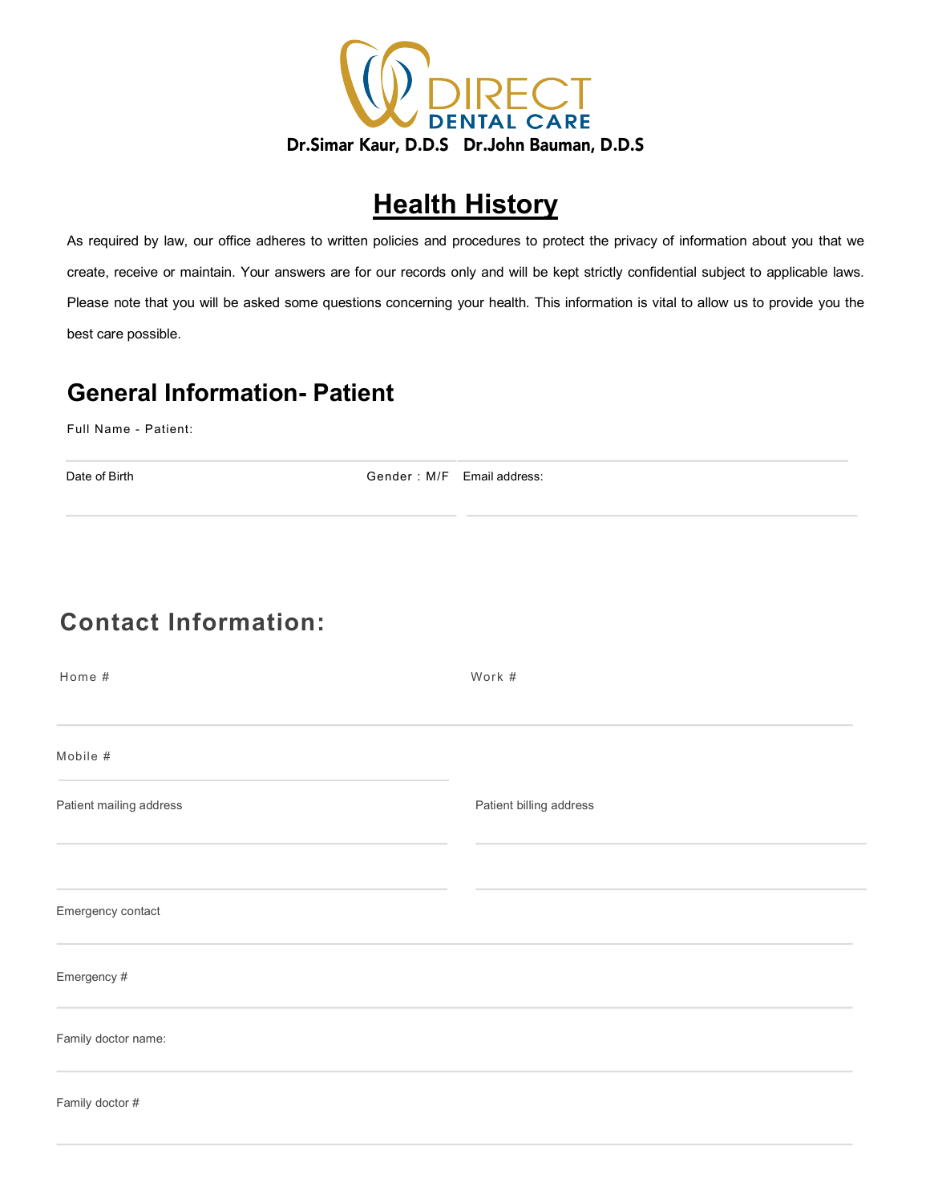DIRECT DENTAL CARE

**Dr.Simar Kaur, D.D.S   Dr.John Bauman, D.D.S**

# Health History

As required by law, our office adheres to written policies and procedures to protect the privacy of information about you that we create, receive or maintain. Your answers are for our records only and will be kept strictly confidential subject to applicable laws. Please note that you will be asked some questions concerning your health. This information is vital to allow us to provide you the best care possible.

## General Information- Patient

Full Name - Patient:

Date of Birth

Gender : M/F

Email address:

## Contact Information:

Home #

Work #

Mobile #

Patient mailing address

Patient billing address

Emergency contact

Emergency #

Family doctor name:

Family doctor #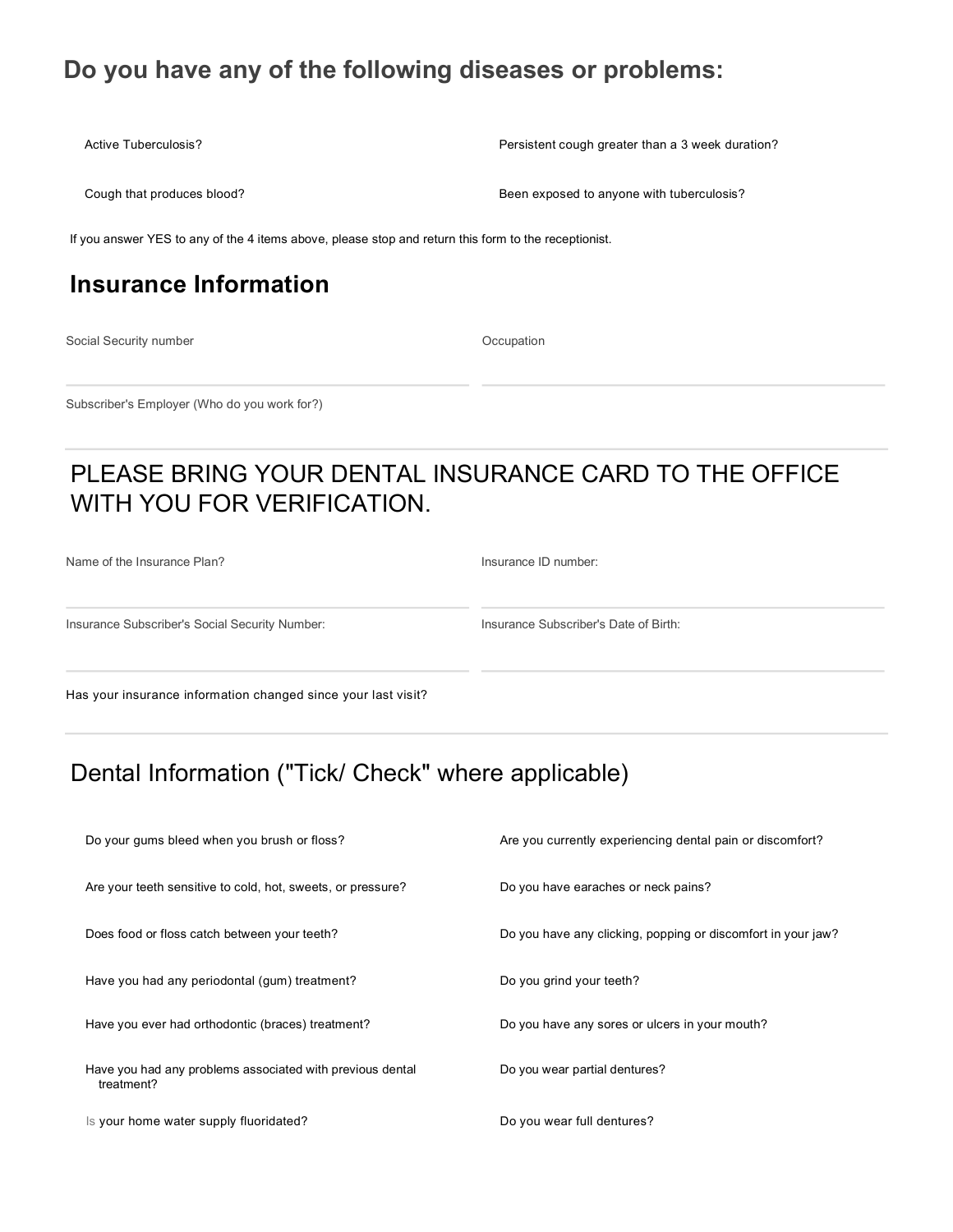## Do you have any of the following diseases or problems:

Active Tuberculosis?

Persistent cough greater than a 3 week duration?

Cough that produces blood?

Been exposed to anyone with tuberculosis?

If you answer YES to any of the 4 items above, please stop and return this form to the receptionist.

## Insurance Information

Social Security number

Occupation

Subscriber's Employer (Who do you work for?)

---

# PLEASE BRING YOUR DENTAL INSURANCE CARD TO THE OFFICE WITH YOU FOR VERIFICATION.

Name of the Insurance Plan?

Insurance ID number:

Insurance Subscriber's Social Security Number:

Insurance Subscriber's Date of Birth:

Has your insurance information changed since your last visit?

---

# Dental Information ("Tick/ Check" where applicable)

Do your gums bleed when you brush or floss?

Are you currently experiencing dental pain or discomfort?

Are your teeth sensitive to cold, hot, sweets, or pressure?

Do you have earaches or neck pains?

Does food or floss catch between your teeth?

Do you have any clicking, popping or discomfort in your jaw?

Have you had any periodontal (gum) treatment?

Do you grind your teeth?

Have you ever had orthodontic (braces) treatment?

Do you have any sores or ulcers in your mouth?

Have you had any problems associated with previous dental treatment?

Do you wear partial dentures?

Is your home water supply fluoridated?

Do you wear full dentures?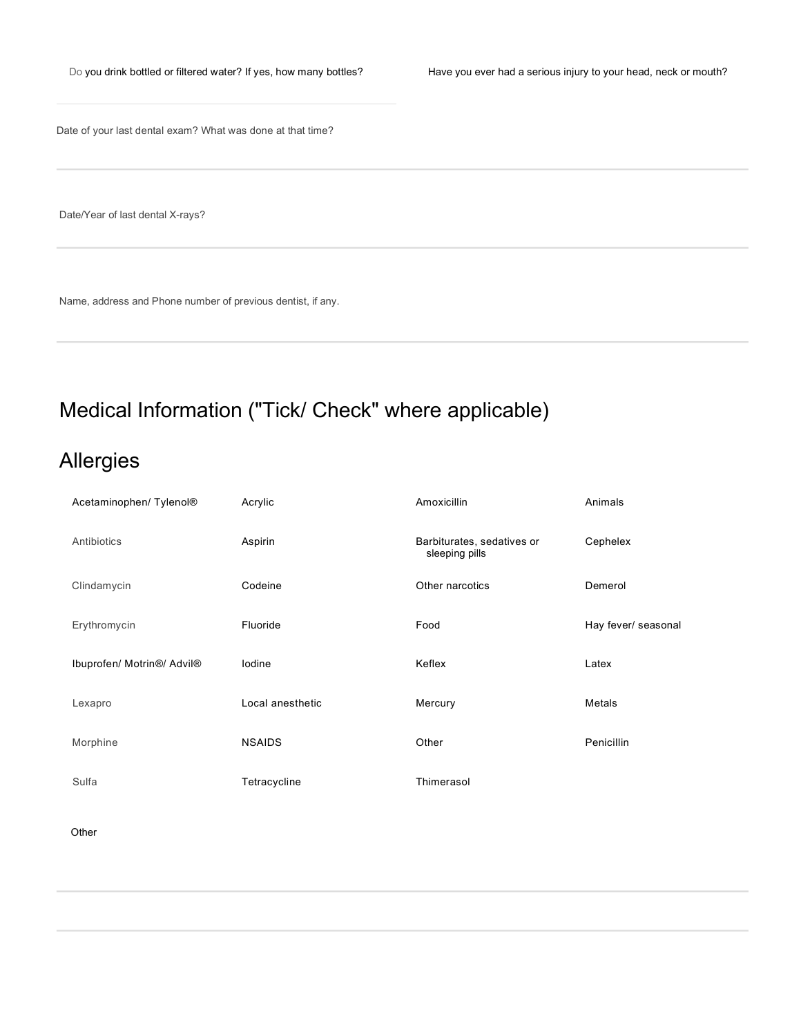Do you drink bottled or filtered water? If yes, how many bottles?

Have you ever had a serious injury to your head, neck or mouth?

Date of your last dental exam? What was done at that time?

Date/Year of last dental X-rays?

Name, address and Phone number of previous dentist, if any.

## Medical Information ("Tick/ Check" where applicable)

## Allergies

| | | | |
|---|---|---|---|
| Acetaminophen/ Tylenol® | Acrylic | Amoxicillin | Animals |
| Antibiotics | Aspirin | Barbiturates, sedatives or sleeping pills | Cephelex |
| Clindamycin | Codeine | Other narcotics | Demerol |
| Erythromycin | Fluoride | Food | Hay fever/ seasonal |
| Ibuprofen/ Motrin®/ Advil® | Iodine | Keflex | Latex |
| Lexapro | Local anesthetic | Mercury | Metals |
| Morphine | NSAIDS | Other | Penicillin |
| Sulfa | Tetracycline | Thimerasol | |

Other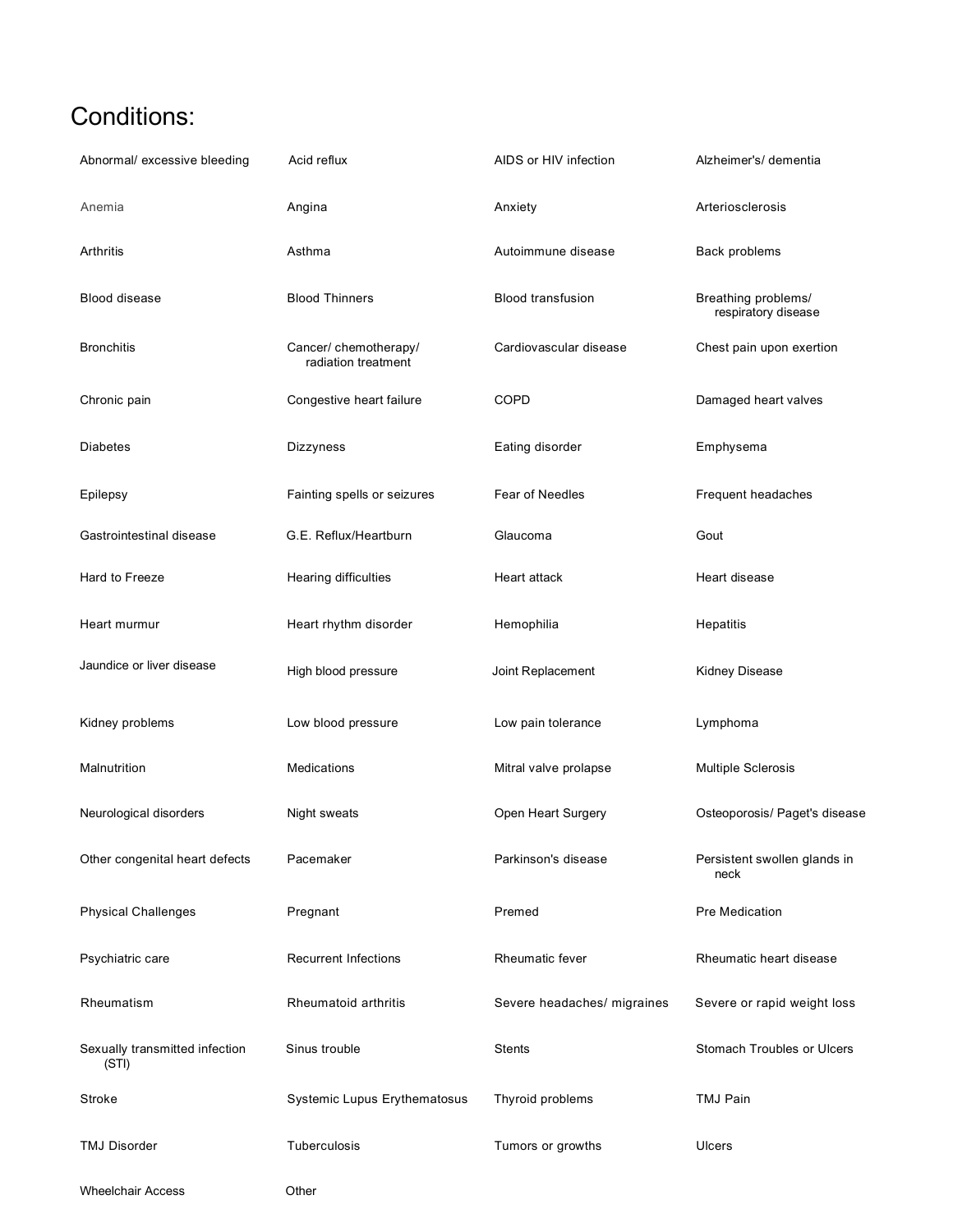# Conditions:

| | | | |
|---|---|---|---|
| Abnormal/ excessive bleeding | Acid reflux | AIDS or HIV infection | Alzheimer's/ dementia |
| Anemia | Angina | Anxiety | Arteriosclerosis |
| Arthritis | Asthma | Autoimmune disease | Back problems |
| Blood disease | Blood Thinners | Blood transfusion | Breathing problems/ respiratory disease |
| Bronchitis | Cancer/ chemotherapy/ radiation treatment | Cardiovascular disease | Chest pain upon exertion |
| Chronic pain | Congestive heart failure | COPD | Damaged heart valves |
| Diabetes | Dizzyness | Eating disorder | Emphysema |
| Epilepsy | Fainting spells or seizures | Fear of Needles | Frequent headaches |
| Gastrointestinal disease | G.E. Reflux/Heartburn | Glaucoma | Gout |
| Hard to Freeze | Hearing difficulties | Heart attack | Heart disease |
| Heart murmur | Heart rhythm disorder | Hemophilia | Hepatitis |
| Jaundice or liver disease | High blood pressure | Joint Replacement | Kidney Disease |
| Kidney problems | Low blood pressure | Low pain tolerance | Lymphoma |
| Malnutrition | Medications | Mitral valve prolapse | Multiple Sclerosis |
| Neurological disorders | Night sweats | Open Heart Surgery | Osteoporosis/ Paget's disease |
| Other congenital heart defects | Pacemaker | Parkinson's disease | Persistent swollen glands in neck |
| Physical Challenges | Pregnant | Premed | Pre Medication |
| Psychiatric care | Recurrent Infections | Rheumatic fever | Rheumatic heart disease |
| Rheumatism | Rheumatoid arthritis | Severe headaches/ migraines | Severe or rapid weight loss |
| Sexually transmitted infection (STI) | Sinus trouble | Stents | Stomach Troubles or Ulcers |
| Stroke | Systemic Lupus Erythematosus | Thyroid problems | TMJ Pain |
| TMJ Disorder | Tuberculosis | Tumors or growths | Ulcers |
| Wheelchair Access | Other | | |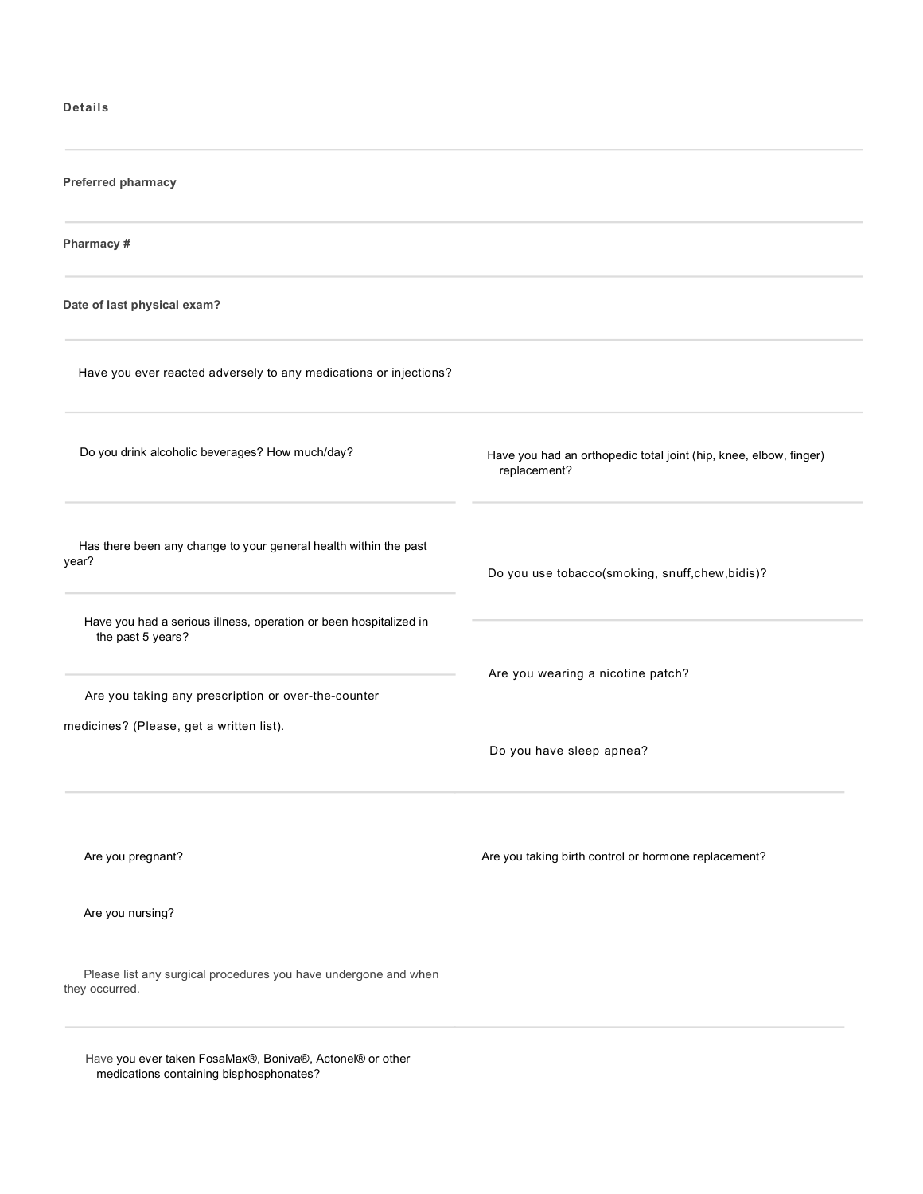**Details**

**Preferred pharmacy**

**Pharmacy #**

**Date of last physical exam?**

Have you ever reacted adversely to any medications or injections?

Do you drink alcoholic beverages? How much/day?

Have you had an orthopedic total joint (hip, knee, elbow, finger) replacement?

Has there been any change to your general health within the past year?

Do you use tobacco(smoking, snuff,chew,bidis)?

Have you had a serious illness, operation or been hospitalized in the past 5 years?

Are you wearing a nicotine patch?

Are you taking any prescription or over-the-counter medicines? (Please, get a written list).

Do you have sleep apnea?

Are you pregnant?

Are you taking birth control or hormone replacement?

Are you nursing?

Please list any surgical procedures you have undergone and when they occurred.

Have you ever taken FosaMax®, Boniva®, Actonel® or other medications containing bisphosphonates?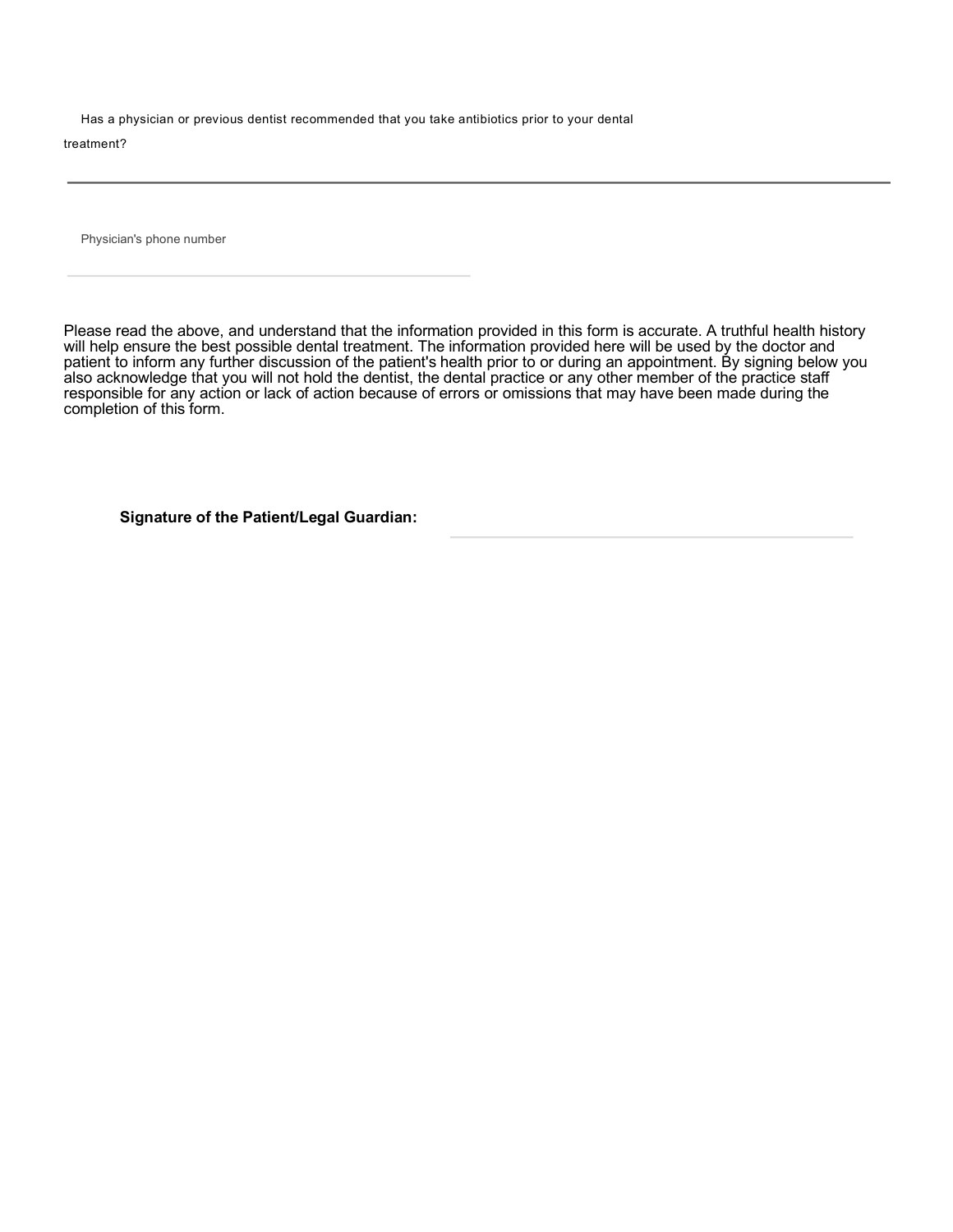Has a physician or previous dentist recommended that you take antibiotics prior to your dental treatment?

---

Physician's phone number

---

Please read the above, and understand that the information provided in this form is accurate. A truthful health history will help ensure the best possible dental treatment. The information provided here will be used by the doctor and patient to inform any further discussion of the patient's health prior to or during an appointment. By signing below you also acknowledge that you will not hold the dentist, the dental practice or any other member of the practice staff responsible for any action or lack of action because of errors or omissions that may have been made during the completion of this form.

**Signature of the Patient/Legal Guardian:** ______________________________